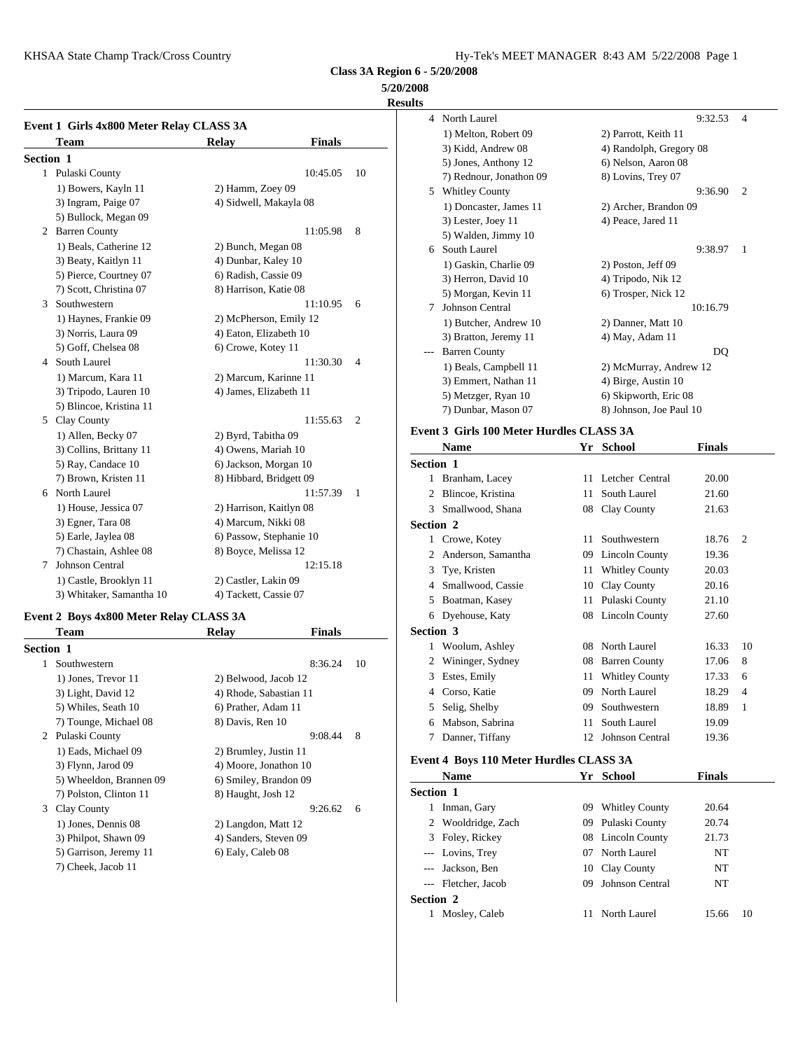## Class 3A Region 6 - 5/20/2008

**5/20/2008**

**Results**

### Event 1 Girls 4x800 Meter Relay CLASS 3A

| | Team | Relay | Finals | |
|---|---|---|---|---|
| **Section 1** | | | | |
| 1 | Pulaski County | | 10:45.05 | 10 |
| | 1) Bowers, Kayln 11 | 2) Hamm, Zoey 09 | | |
| | 3) Ingram, Paige 07 | 4) Sidwell, Makayla 08 | | |
| | 5) Bullock, Megan 09 | | | |
| 2 | Barren County | | 11:05.98 | 8 |
| | 1) Beals, Catherine 12 | 2) Bunch, Megan 08 | | |
| | 3) Beaty, Kaitlyn 11 | 4) Dunbar, Kaley 10 | | |
| | 5) Pierce, Courtney 07 | 6) Radish, Cassie 09 | | |
| | 7) Scott, Christina 07 | 8) Harrison, Katie 08 | | |
| 3 | Southwestern | | 11:10.95 | 6 |
| | 1) Haynes, Frankie 09 | 2) McPherson, Emily 12 | | |
| | 3) Norris, Laura 09 | 4) Eaton, Elizabeth 10 | | |
| | 5) Goff, Chelsea 08 | 6) Crowe, Kotey 11 | | |
| 4 | South Laurel | | 11:30.30 | 4 |
| | 1) Marcum, Kara 11 | 2) Marcum, Karinne 11 | | |
| | 3) Tripodo, Lauren 10 | 4) James, Elizabeth 11 | | |
| | 5) Blincoe, Kristina 11 | | | |
| 5 | Clay County | | 11:55.63 | 2 |
| | 1) Allen, Becky 07 | 2) Byrd, Tabitha 09 | | |
| | 3) Collins, Brittany 11 | 4) Owens, Mariah 10 | | |
| | 5) Ray, Candace 10 | 6) Jackson, Morgan 10 | | |
| | 7) Brown, Kristen 11 | 8) Hibbard, Bridgett 09 | | |
| 6 | North Laurel | | 11:57.39 | 1 |
| | 1) House, Jessica 07 | 2) Harrison, Kaitlyn 08 | | |
| | 3) Egner, Tara 08 | 4) Marcum, Nikki 08 | | |
| | 5) Earle, Jaylea 08 | 6) Passow, Stephanie 10 | | |
| | 7) Chastain, Ashlee 08 | 8) Boyce, Melissa 12 | | |
| 7 | Johnson Central | | 12:15.18 | |
| | 1) Castle, Brooklyn 11 | 2) Castler, Lakin 09 | | |
| | 3) Whitaker, Samantha 10 | 4) Tackett, Cassie 07 | | |

### Event 2 Boys 4x800 Meter Relay CLASS 3A

| | Team | Relay | Finals | |
|---|---|---|---|---|
| **Section 1** | | | | |
| 1 | Southwestern | | 8:36.24 | 10 |
| | 1) Jones, Trevor 11 | 2) Belwood, Jacob 12 | | |
| | 3) Light, David 12 | 4) Rhode, Sabastian 11 | | |
| | 5) Whiles, Seath 10 | 6) Prather, Adam 11 | | |
| | 7) Tounge, Michael 08 | 8) Davis, Ren 10 | | |
| 2 | Pulaski County | | 9:08.44 | 8 |
| | 1) Eads, Michael 09 | 2) Brumley, Justin 11 | | |
| | 3) Flynn, Jarod 09 | 4) Moore, Jonathon 10 | | |
| | 5) Wheeldon, Brannen 09 | 6) Smiley, Brandon 09 | | |
| | 7) Polston, Clinton 11 | 8) Haught, Josh 12 | | |
| 3 | Clay County | | 9:26.62 | 6 |
| | 1) Jones, Dennis 08 | 2) Langdon, Matt 12 | | |
| | 3) Philpot, Shawn 09 | 4) Sanders, Steven 09 | | |
| | 5) Garrison, Jeremy 11 | 6) Ealy, Caleb 08 | | |
| | 7) Cheek, Jacob 11 | | | |
| 4 | North Laurel | | 9:32.53 | 4 |
| | 1) Melton, Robert 09 | 2) Parrott, Keith 11 | | |
| | 3) Kidd, Andrew 08 | 4) Randolph, Gregory 08 | | |
| | 5) Jones, Anthony 12 | 6) Nelson, Aaron 08 | | |
| | 7) Rednour, Jonathon 09 | 8) Lovins, Trey 07 | | |
| 5 | Whitley County | | 9:36.90 | 2 |
| | 1) Doncaster, James 11 | 2) Archer, Brandon 09 | | |
| | 3) Lester, Joey 11 | 4) Peace, Jared 11 | | |
| | 5) Walden, Jimmy 10 | | | |
| 6 | South Laurel | | 9:38.97 | 1 |
| | 1) Gaskin, Charlie 09 | 2) Poston, Jeff 09 | | |
| | 3) Herron, David 10 | 4) Tripodo, Nik 12 | | |
| | 5) Morgan, Kevin 11 | 6) Trosper, Nick 12 | | |
| 7 | Johnson Central | | 10:16.79 | |
| | 1) Butcher, Andrew 10 | 2) Danner, Matt 10 | | |
| | 3) Bratton, Jeremy 11 | 4) May, Adam 11 | | |
| --- | Barren County | | DQ | |
| | 1) Beals, Campbell 11 | 2) McMurray, Andrew 12 | | |
| | 3) Emmert, Nathan 11 | 4) Birge, Austin 10 | | |
| | 5) Metzger, Ryan 10 | 6) Skipworth, Eric 08 | | |
| | 7) Dunbar, Mason 07 | 8) Johnson, Joe Paul 10 | | |

### Event 3 Girls 100 Meter Hurdles CLASS 3A

| | Name | Yr | School | Finals | |
|---|---|---|---|---|---|
| **Section 1** | | | | | |
| 1 | Branham, Lacey | 11 | Letcher Central | 20.00 | |
| 2 | Blincoe, Kristina | 11 | South Laurel | 21.60 | |
| 3 | Smallwood, Shana | 08 | Clay County | 21.63 | |
| **Section 2** | | | | | |
| 1 | Crowe, Kotey | 11 | Southwestern | 18.76 | 2 |
| 2 | Anderson, Samantha | 09 | Lincoln County | 19.36 | |
| 3 | Tye, Kristen | 11 | Whitley County | 20.03 | |
| 4 | Smallwood, Cassie | 10 | Clay County | 20.16 | |
| 5 | Boatman, Kasey | 11 | Pulaski County | 21.10 | |
| 6 | Dyehouse, Katy | 08 | Lincoln County | 27.60 | |
| **Section 3** | | | | | |
| 1 | Woolum, Ashley | 08 | North Laurel | 16.33 | 10 |
| 2 | Wininger, Sydney | 08 | Barren County | 17.06 | 8 |
| 3 | Estes, Emily | 11 | Whitley County | 17.33 | 6 |
| 4 | Corso, Katie | 09 | North Laurel | 18.29 | 4 |
| 5 | Selig, Shelby | 09 | Southwestern | 18.89 | 1 |
| 6 | Mabson, Sabrina | 11 | South Laurel | 19.09 | |
| 7 | Danner, Tiffany | 12 | Johnson Central | 19.36 | |

### Event 4 Boys 110 Meter Hurdles CLASS 3A

| | Name | Yr | School | Finals | |
|---|---|---|---|---|---|
| **Section 1** | | | | | |
| 1 | Inman, Gary | 09 | Whitley County | 20.64 | |
| 2 | Wooldridge, Zach | 09 | Pulaski County | 20.74 | |
| 3 | Foley, Rickey | 08 | Lincoln County | 21.73 | |
| --- | Lovins, Trey | 07 | North Laurel | NT | |
| --- | Jackson, Ben | 10 | Clay County | NT | |
| --- | Fletcher, Jacob | 09 | Johnson Central | NT | |
| **Section 2** | | | | | |
| 1 | Mosley, Caleb | 11 | North Laurel | 15.66 | 10 |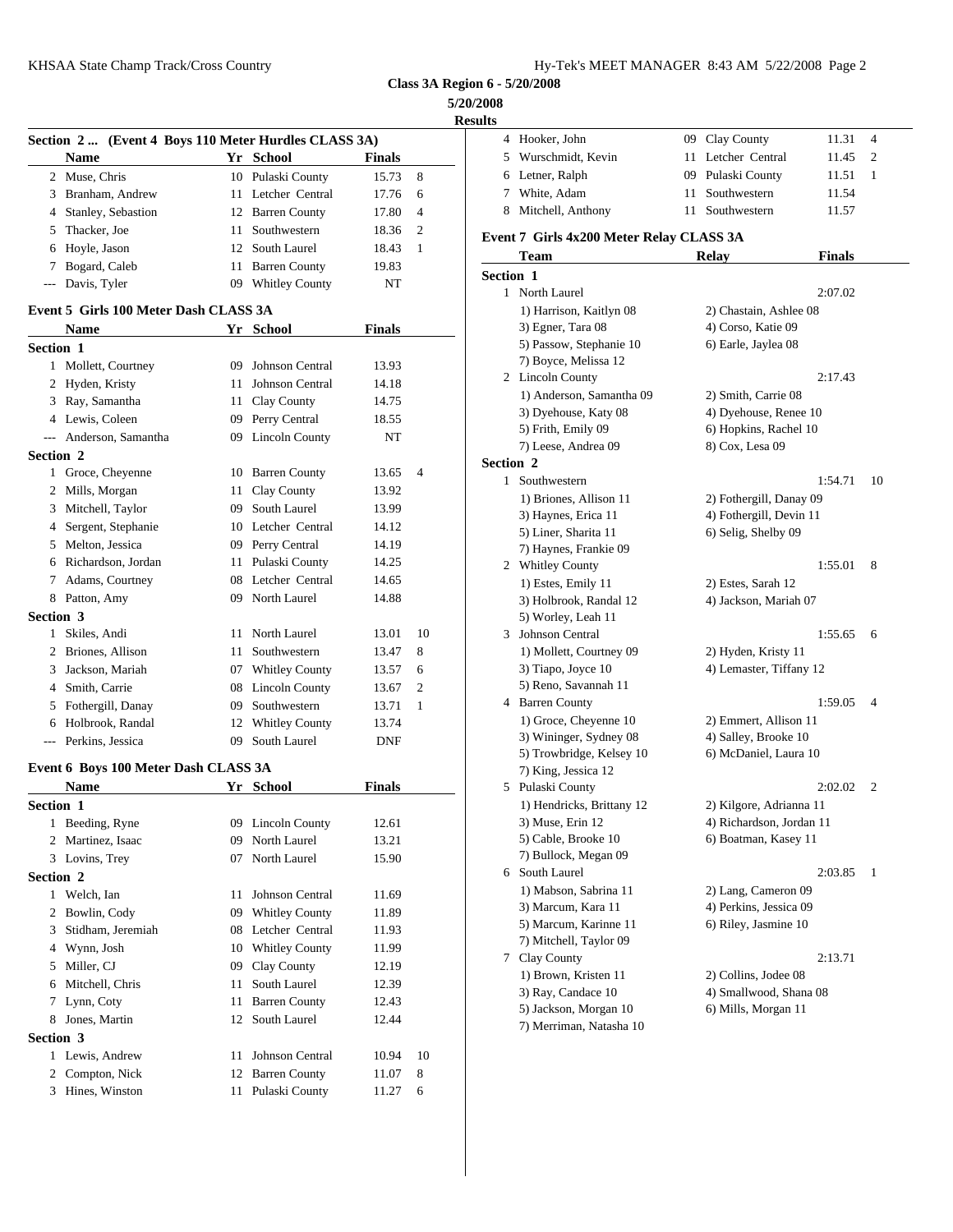**Class 3A Region 6 - 5/20/2008**

**5/20/2008**

**Results**

### Section 2 ... (Event 4 Boys 110 Meter Hurdles CLASS 3A)

| | Name | Yr | School | Finals | |
|---|---|---|---|---|---|
| 2 | Muse, Chris | 10 | Pulaski County | 15.73 | 8 |
| 3 | Branham, Andrew | 11 | Letcher Central | 17.76 | 6 |
| 4 | Stanley, Sebastion | 12 | Barren County | 17.80 | 4 |
| 5 | Thacker, Joe | 11 | Southwestern | 18.36 | 2 |
| 6 | Hoyle, Jason | 12 | South Laurel | 18.43 | 1 |
| 7 | Bogard, Caleb | 11 | Barren County | 19.83 | |
| --- | Davis, Tyler | 09 | Whitley County | NT | |

### Event 5 Girls 100 Meter Dash CLASS 3A

| | Name | Yr | School | Finals | |
|---|---|---|---|---|---|
| **Section 1** | | | | | |
| 1 | Mollett, Courtney | 09 | Johnson Central | 13.93 | |
| 2 | Hyden, Kristy | 11 | Johnson Central | 14.18 | |
| 3 | Ray, Samantha | 11 | Clay County | 14.75 | |
| 4 | Lewis, Coleen | 09 | Perry Central | 18.55 | |
| --- | Anderson, Samantha | 09 | Lincoln County | NT | |
| **Section 2** | | | | | |
| 1 | Groce, Cheyenne | 10 | Barren County | 13.65 | 4 |
| 2 | Mills, Morgan | 11 | Clay County | 13.92 | |
| 3 | Mitchell, Taylor | 09 | South Laurel | 13.99 | |
| 4 | Sergent, Stephanie | 10 | Letcher Central | 14.12 | |
| 5 | Melton, Jessica | 09 | Perry Central | 14.19 | |
| 6 | Richardson, Jordan | 11 | Pulaski County | 14.25 | |
| 7 | Adams, Courtney | 08 | Letcher Central | 14.65 | |
| 8 | Patton, Amy | 09 | North Laurel | 14.88 | |
| **Section 3** | | | | | |
| 1 | Skiles, Andi | 11 | North Laurel | 13.01 | 10 |
| 2 | Briones, Allison | 11 | Southwestern | 13.47 | 8 |
| 3 | Jackson, Mariah | 07 | Whitley County | 13.57 | 6 |
| 4 | Smith, Carrie | 08 | Lincoln County | 13.67 | 2 |
| 5 | Fothergill, Danay | 09 | Southwestern | 13.71 | 1 |
| 6 | Holbrook, Randal | 12 | Whitley County | 13.74 | |
| --- | Perkins, Jessica | 09 | South Laurel | DNF | |

### Event 6 Boys 100 Meter Dash CLASS 3A

| | Name | Yr | School | Finals | |
|---|---|---|---|---|---|
| **Section 1** | | | | | |
| 1 | Beeding, Ryne | 09 | Lincoln County | 12.61 | |
| 2 | Martinez, Isaac | 09 | North Laurel | 13.21 | |
| 3 | Lovins, Trey | 07 | North Laurel | 15.90 | |
| **Section 2** | | | | | |
| 1 | Welch, Ian | 11 | Johnson Central | 11.69 | |
| 2 | Bowlin, Cody | 09 | Whitley County | 11.89 | |
| 3 | Stidham, Jeremiah | 08 | Letcher Central | 11.93 | |
| 4 | Wynn, Josh | 10 | Whitley County | 11.99 | |
| 5 | Miller, CJ | 09 | Clay County | 12.19 | |
| 6 | Mitchell, Chris | 11 | South Laurel | 12.39 | |
| 7 | Lynn, Coty | 11 | Barren County | 12.43 | |
| 8 | Jones, Martin | 12 | South Laurel | 12.44 | |
| **Section 3** | | | | | |
| 1 | Lewis, Andrew | 11 | Johnson Central | 10.94 | 10 |
| 2 | Compton, Nick | 12 | Barren County | 11.07 | 8 |
| 3 | Hines, Winston | 11 | Pulaski County | 11.27 | 6 |
| 4 | Hooker, John | 09 | Clay County | 11.31 | 4 |
| 5 | Wurschmidt, Kevin | 11 | Letcher Central | 11.45 | 2 |
| 6 | Letner, Ralph | 09 | Pulaski County | 11.51 | 1 |
| 7 | White, Adam | 11 | Southwestern | 11.54 | |
| 8 | Mitchell, Anthony | 11 | Southwestern | 11.57 | |

### Event 7 Girls 4x200 Meter Relay CLASS 3A

| | Team | Relay | Finals | |
|---|---|---|---|---|
| **Section 1** | | | | |
| 1 | North Laurel | | 2:07.02 | |
| | 1) Harrison, Kaitlyn 08 | 2) Chastain, Ashlee 08 | | |
| | 3) Egner, Tara 08 | 4) Corso, Katie 09 | | |
| | 5) Passow, Stephanie 10 | 6) Earle, Jaylea 08 | | |
| | 7) Boyce, Melissa 12 | | | |
| 2 | Lincoln County | | 2:17.43 | |
| | 1) Anderson, Samantha 09 | 2) Smith, Carrie 08 | | |
| | 3) Dyehouse, Katy 08 | 4) Dyehouse, Renee 10 | | |
| | 5) Frith, Emily 09 | 6) Hopkins, Rachel 10 | | |
| | 7) Leese, Andrea 09 | 8) Cox, Lesa 09 | | |
| **Section 2** | | | | |
| 1 | Southwestern | | 1:54.71 | 10 |
| | 1) Briones, Allison 11 | 2) Fothergill, Danay 09 | | |
| | 3) Haynes, Erica 11 | 4) Fothergill, Devin 11 | | |
| | 5) Liner, Sharita 11 | 6) Selig, Shelby 09 | | |
| | 7) Haynes, Frankie 09 | | | |
| 2 | Whitley County | | 1:55.01 | 8 |
| | 1) Estes, Emily 11 | 2) Estes, Sarah 12 | | |
| | 3) Holbrook, Randal 12 | 4) Jackson, Mariah 07 | | |
| | 5) Worley, Leah 11 | | | |
| 3 | Johnson Central | | 1:55.65 | 6 |
| | 1) Mollett, Courtney 09 | 2) Hyden, Kristy 11 | | |
| | 3) Tiapo, Joyce 10 | 4) Lemaster, Tiffany 12 | | |
| | 5) Reno, Savannah 11 | | | |
| 4 | Barren County | | 1:59.05 | 4 |
| | 1) Groce, Cheyenne 10 | 2) Emmert, Allison 11 | | |
| | 3) Wininger, Sydney 08 | 4) Salley, Brooke 10 | | |
| | 5) Trowbridge, Kelsey 10 | 6) McDaniel, Laura 10 | | |
| | 7) King, Jessica 12 | | | |
| 5 | Pulaski County | | 2:02.02 | 2 |
| | 1) Hendricks, Brittany 12 | 2) Kilgore, Adrianna 11 | | |
| | 3) Muse, Erin 12 | 4) Richardson, Jordan 11 | | |
| | 5) Cable, Brooke 10 | 6) Boatman, Kasey 11 | | |
| | 7) Bullock, Megan 09 | | | |
| 6 | South Laurel | | 2:03.85 | 1 |
| | 1) Mabson, Sabrina 11 | 2) Lang, Cameron 09 | | |
| | 3) Marcum, Kara 11 | 4) Perkins, Jessica 09 | | |
| | 5) Marcum, Karinne 11 | 6) Riley, Jasmine 10 | | |
| | 7) Mitchell, Taylor 09 | | | |
| 7 | Clay County | | 2:13.71 | |
| | 1) Brown, Kristen 11 | 2) Collins, Jodee 08 | | |
| | 3) Ray, Candace 10 | 4) Smallwood, Shana 08 | | |
| | 5) Jackson, Morgan 10 | 6) Mills, Morgan 11 | | |
| | 7) Merriman, Natasha 10 | | | |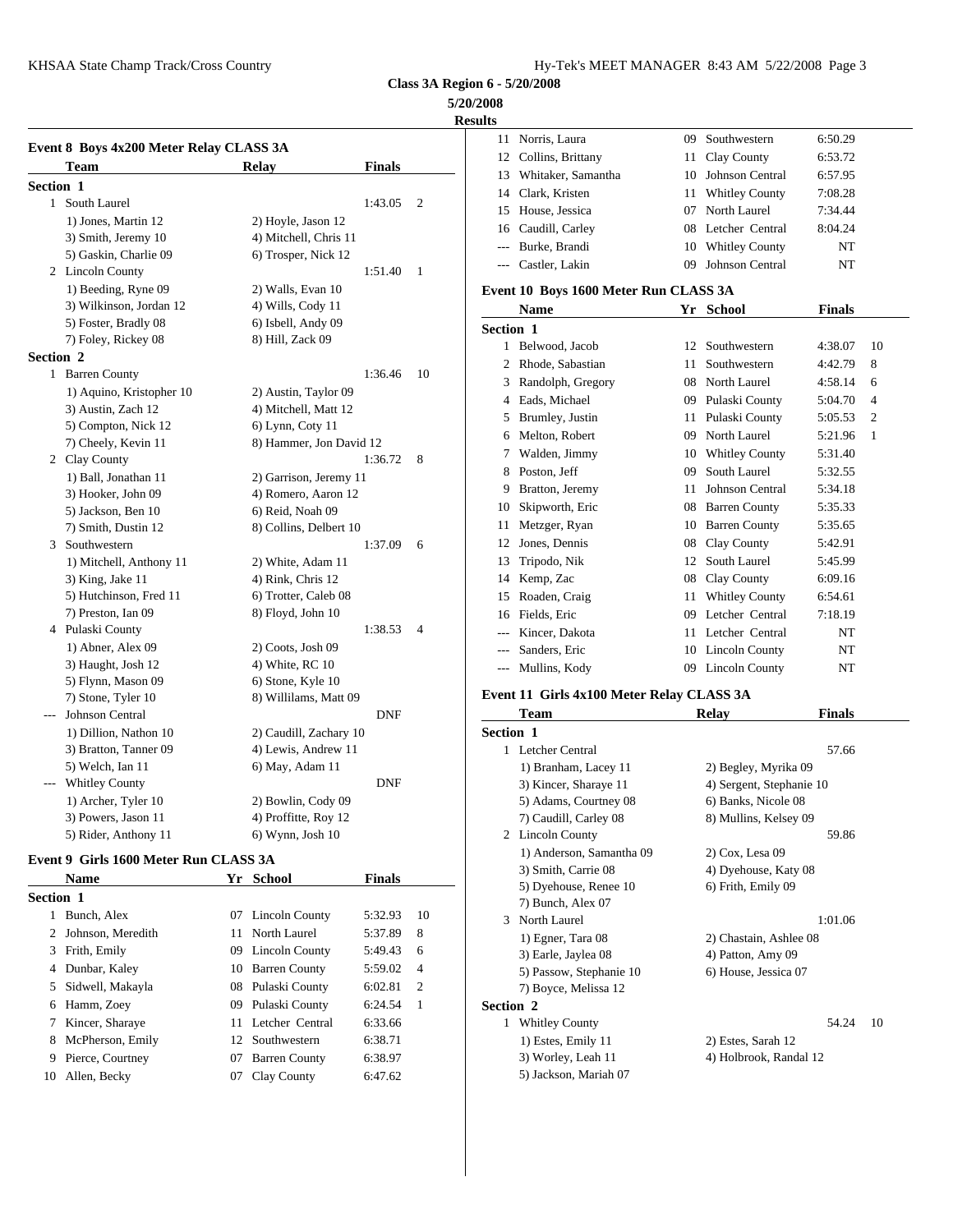**Class 3A Region 6 - 5/20/2008**

**5/20/2008**

**Results**

### Event 8 Boys 4x200 Meter Relay CLASS 3A

| | Team | Relay | Finals | |
|---|---|---|---|---|
| **Section 1** | | | | |
| 1 | South Laurel | | 1:43.05 | 2 |
| | 1) Jones, Martin 12 | 2) Hoyle, Jason 12 | | |
| | 3) Smith, Jeremy 10 | 4) Mitchell, Chris 11 | | |
| | 5) Gaskin, Charlie 09 | 6) Trosper, Nick 12 | | |
| 2 | Lincoln County | | 1:51.40 | 1 |
| | 1) Beeding, Ryne 09 | 2) Walls, Evan 10 | | |
| | 3) Wilkinson, Jordan 12 | 4) Wills, Cody 11 | | |
| | 5) Foster, Bradly 08 | 6) Isbell, Andy 09 | | |
| | 7) Foley, Rickey 08 | 8) Hill, Zack 09 | | |
| **Section 2** | | | | |
| 1 | Barren County | | 1:36.46 | 10 |
| | 1) Aquino, Kristopher 10 | 2) Austin, Taylor 09 | | |
| | 3) Austin, Zach 12 | 4) Mitchell, Matt 12 | | |
| | 5) Compton, Nick 12 | 6) Lynn, Coty 11 | | |
| | 7) Cheely, Kevin 11 | 8) Hammer, Jon David 12 | | |
| 2 | Clay County | | 1:36.72 | 8 |
| | 1) Ball, Jonathan 11 | 2) Garrison, Jeremy 11 | | |
| | 3) Hooker, John 09 | 4) Romero, Aaron 12 | | |
| | 5) Jackson, Ben 10 | 6) Reid, Noah 09 | | |
| | 7) Smith, Dustin 12 | 8) Collins, Delbert 10 | | |
| 3 | Southwestern | | 1:37.09 | 6 |
| | 1) Mitchell, Anthony 11 | 2) White, Adam 11 | | |
| | 3) King, Jake 11 | 4) Rink, Chris 12 | | |
| | 5) Hutchinson, Fred 11 | 6) Trotter, Caleb 08 | | |
| | 7) Preston, Ian 09 | 8) Floyd, John 10 | | |
| 4 | Pulaski County | | 1:38.53 | 4 |
| | 1) Abner, Alex 09 | 2) Coots, Josh 09 | | |
| | 3) Haught, Josh 12 | 4) White, RC 10 | | |
| | 5) Flynn, Mason 09 | 6) Stone, Kyle 10 | | |
| | 7) Stone, Tyler 10 | 8) Willilams, Matt 09 | | |
| --- | Johnson Central | | DNF | |
| | 1) Dillion, Nathon 10 | 2) Caudill, Zachary 10 | | |
| | 3) Bratton, Tanner 09 | 4) Lewis, Andrew 11 | | |
| | 5) Welch, Ian 11 | 6) May, Adam 11 | | |
| --- | Whitley County | | DNF | |
| | 1) Archer, Tyler 10 | 2) Bowlin, Cody 09 | | |
| | 3) Powers, Jason 11 | 4) Proffitte, Roy 12 | | |
| | 5) Rider, Anthony 11 | 6) Wynn, Josh 10 | | |

### Event 9 Girls 1600 Meter Run CLASS 3A

| | Name | Yr | School | Finals | |
|---|---|---|---|---|---|
| **Section 1** | | | | | |
| 1 | Bunch, Alex | 07 | Lincoln County | 5:32.93 | 10 |
| 2 | Johnson, Meredith | 11 | North Laurel | 5:37.89 | 8 |
| 3 | Frith, Emily | 09 | Lincoln County | 5:49.43 | 6 |
| 4 | Dunbar, Kaley | 10 | Barren County | 5:59.02 | 4 |
| 5 | Sidwell, Makayla | 08 | Pulaski County | 6:02.81 | 2 |
| 6 | Hamm, Zoey | 09 | Pulaski County | 6:24.54 | 1 |
| 7 | Kincer, Sharaye | 11 | Letcher Central | 6:33.66 | |
| 8 | McPherson, Emily | 12 | Southwestern | 6:38.71 | |
| 9 | Pierce, Courtney | 07 | Barren County | 6:38.97 | |
| 10 | Allen, Becky | 07 | Clay County | 6:47.62 | |
| 11 | Norris, Laura | 09 | Southwestern | 6:50.29 | |
| 12 | Collins, Brittany | 11 | Clay County | 6:53.72 | |
| 13 | Whitaker, Samantha | 10 | Johnson Central | 6:57.95 | |
| 14 | Clark, Kristen | 11 | Whitley County | 7:08.28 | |
| 15 | House, Jessica | 07 | North Laurel | 7:34.44 | |
| 16 | Caudill, Carley | 08 | Letcher Central | 8:04.24 | |
| --- | Burke, Brandi | 10 | Whitley County | NT | |
| --- | Castler, Lakin | 09 | Johnson Central | NT | |

### Event 10 Boys 1600 Meter Run CLASS 3A

| | Name | Yr | School | Finals | |
|---|---|---|---|---|---|
| **Section 1** | | | | | |
| 1 | Belwood, Jacob | 12 | Southwestern | 4:38.07 | 10 |
| 2 | Rhode, Sabastian | 11 | Southwestern | 4:42.79 | 8 |
| 3 | Randolph, Gregory | 08 | North Laurel | 4:58.14 | 6 |
| 4 | Eads, Michael | 09 | Pulaski County | 5:04.70 | 4 |
| 5 | Brumley, Justin | 11 | Pulaski County | 5:05.53 | 2 |
| 6 | Melton, Robert | 09 | North Laurel | 5:21.96 | 1 |
| 7 | Walden, Jimmy | 10 | Whitley County | 5:31.40 | |
| 8 | Poston, Jeff | 09 | South Laurel | 5:32.55 | |
| 9 | Bratton, Jeremy | 11 | Johnson Central | 5:34.18 | |
| 10 | Skipworth, Eric | 08 | Barren County | 5:35.33 | |
| 11 | Metzger, Ryan | 10 | Barren County | 5:35.65 | |
| 12 | Jones, Dennis | 08 | Clay County | 5:42.91 | |
| 13 | Tripodo, Nik | 12 | South Laurel | 5:45.99 | |
| 14 | Kemp, Zac | 08 | Clay County | 6:09.16 | |
| 15 | Roaden, Craig | 11 | Whitley County | 6:54.61 | |
| 16 | Fields, Eric | 09 | Letcher Central | 7:18.19 | |
| --- | Kincer, Dakota | 11 | Letcher Central | NT | |
| --- | Sanders, Eric | 10 | Lincoln County | NT | |
| --- | Mullins, Kody | 09 | Lincoln County | NT | |

### Event 11 Girls 4x100 Meter Relay CLASS 3A

| | Team | Relay | Finals | |
|---|---|---|---|---|
| **Section 1** | | | | |
| 1 | Letcher Central | | 57.66 | |
| | 1) Branham, Lacey 11 | 2) Begley, Myrika 09 | | |
| | 3) Kincer, Sharaye 11 | 4) Sergent, Stephanie 10 | | |
| | 5) Adams, Courtney 08 | 6) Banks, Nicole 08 | | |
| | 7) Caudill, Carley 08 | 8) Mullins, Kelsey 09 | | |
| 2 | Lincoln County | | 59.86 | |
| | 1) Anderson, Samantha 09 | 2) Cox, Lesa 09 | | |
| | 3) Smith, Carrie 08 | 4) Dyehouse, Katy 08 | | |
| | 5) Dyehouse, Renee 10 | 6) Frith, Emily 09 | | |
| | 7) Bunch, Alex 07 | | | |
| 3 | North Laurel | | 1:01.06 | |
| | 1) Egner, Tara 08 | 2) Chastain, Ashlee 08 | | |
| | 3) Earle, Jaylea 08 | 4) Patton, Amy 09 | | |
| | 5) Passow, Stephanie 10 | 6) House, Jessica 07 | | |
| | 7) Boyce, Melissa 12 | | | |
| **Section 2** | | | | |
| 1 | Whitley County | | 54.24 | 10 |
| | 1) Estes, Emily 11 | 2) Estes, Sarah 12 | | |
| | 3) Worley, Leah 11 | 4) Holbrook, Randal 12 | | |
| | 5) Jackson, Mariah 07 | | | |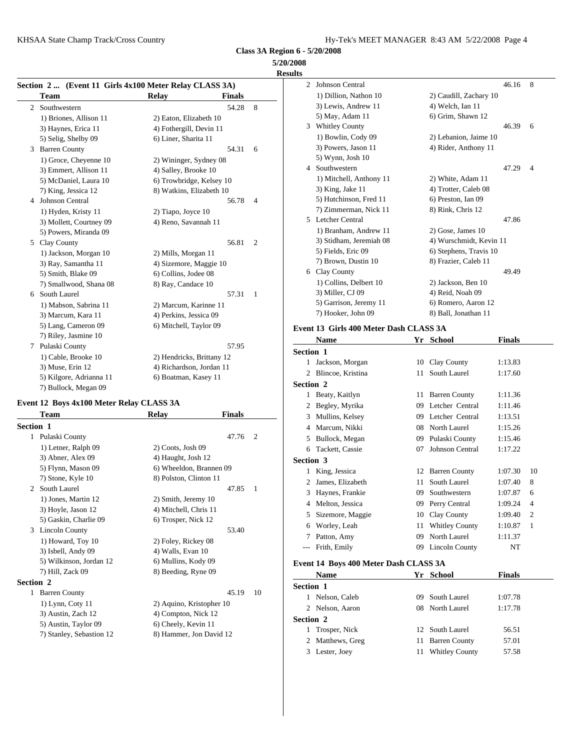**Class 3A Region 6 - 5/20/2008**

**5/20/2008**

**Results**

### Section 2 ... (Event 11 Girls 4x100 Meter Relay CLASS 3A)

| | Team | Relay | Finals | |
|---|---|---|---|---|
| 2 | Southwestern | | 54.28 | 8 |
| | 1) Briones, Allison 11 | 2) Eaton, Elizabeth 10 | | |
| | 3) Haynes, Erica 11 | 4) Fothergill, Devin 11 | | |
| | 5) Selig, Shelby 09 | 6) Liner, Sharita 11 | | |
| 3 | Barren County | | 54.31 | 6 |
| | 1) Groce, Cheyenne 10 | 2) Wininger, Sydney 08 | | |
| | 3) Emmert, Allison 11 | 4) Salley, Brooke 10 | | |
| | 5) McDaniel, Laura 10 | 6) Trowbridge, Kelsey 10 | | |
| | 7) King, Jessica 12 | 8) Watkins, Elizabeth 10 | | |
| 4 | Johnson Central | | 56.78 | 4 |
| | 1) Hyden, Kristy 11 | 2) Tiapo, Joyce 10 | | |
| | 3) Mollett, Courtney 09 | 4) Reno, Savannah 11 | | |
| | 5) Powers, Miranda 09 | | | |
| 5 | Clay County | | 56.81 | 2 |
| | 1) Jackson, Morgan 10 | 2) Mills, Morgan 11 | | |
| | 3) Ray, Samantha 11 | 4) Sizemore, Maggie 10 | | |
| | 5) Smith, Blake 09 | 6) Collins, Jodee 08 | | |
| | 7) Smallwood, Shana 08 | 8) Ray, Candace 10 | | |
| 6 | South Laurel | | 57.31 | 1 |
| | 1) Mabson, Sabrina 11 | 2) Marcum, Karinne 11 | | |
| | 3) Marcum, Kara 11 | 4) Perkins, Jessica 09 | | |
| | 5) Lang, Cameron 09 | 6) Mitchell, Taylor 09 | | |
| | 7) Riley, Jasmine 10 | | | |
| 7 | Pulaski County | | 57.95 | |
| | 1) Cable, Brooke 10 | 2) Hendricks, Brittany 12 | | |
| | 3) Muse, Erin 12 | 4) Richardson, Jordan 11 | | |
| | 5) Kilgore, Adrianna 11 | 6) Boatman, Kasey 11 | | |
| | 7) Bullock, Megan 09 | | | |

### Event 12 Boys 4x100 Meter Relay CLASS 3A

| | Team | Relay | Finals | |
|---|---|---|---|---|
| **Section 1** | | | | |
| 1 | Pulaski County | | 47.76 | 2 |
| | 1) Letner, Ralph 09 | 2) Coots, Josh 09 | | |
| | 3) Abner, Alex 09 | 4) Haught, Josh 12 | | |
| | 5) Flynn, Mason 09 | 6) Wheeldon, Brannen 09 | | |
| | 7) Stone, Kyle 10 | 8) Polston, Clinton 11 | | |
| 2 | South Laurel | | 47.85 | 1 |
| | 1) Jones, Martin 12 | 2) Smith, Jeremy 10 | | |
| | 3) Hoyle, Jason 12 | 4) Mitchell, Chris 11 | | |
| | 5) Gaskin, Charlie 09 | 6) Trosper, Nick 12 | | |
| 3 | Lincoln County | | 53.40 | |
| | 1) Howard, Toy 10 | 2) Foley, Rickey 08 | | |
| | 3) Isbell, Andy 09 | 4) Walls, Evan 10 | | |
| | 5) Wilkinson, Jordan 12 | 6) Mullins, Kody 09 | | |
| | 7) Hill, Zack 09 | 8) Beeding, Ryne 09 | | |
| **Section 2** | | | | |
| 1 | Barren County | | 45.19 | 10 |
| | 1) Lynn, Coty 11 | 2) Aquino, Kristopher 10 | | |
| | 3) Austin, Zach 12 | 4) Compton, Nick 12 | | |
| | 5) Austin, Taylor 09 | 6) Cheely, Kevin 11 | | |
| | 7) Stanley, Sebastion 12 | 8) Hammer, Jon David 12 | | |
| 2 | Johnson Central | | 46.16 | 8 |
| | 1) Dillion, Nathon 10 | 2) Caudill, Zachary 10 | | |
| | 3) Lewis, Andrew 11 | 4) Welch, Ian 11 | | |
| | 5) May, Adam 11 | 6) Grim, Shawn 12 | | |
| 3 | Whitley County | | 46.39 | 6 |
| | 1) Bowlin, Cody 09 | 2) Lebanion, Jaime 10 | | |
| | 3) Powers, Jason 11 | 4) Rider, Anthony 11 | | |
| | 5) Wynn, Josh 10 | | | |
| 4 | Southwestern | | 47.29 | 4 |
| | 1) Mitchell, Anthony 11 | 2) White, Adam 11 | | |
| | 3) King, Jake 11 | 4) Trotter, Caleb 08 | | |
| | 5) Hutchinson, Fred 11 | 6) Preston, Ian 09 | | |
| | 7) Zimmerman, Nick 11 | 8) Rink, Chris 12 | | |
| 5 | Letcher Central | | 47.86 | |
| | 1) Branham, Andrew 11 | 2) Gose, James 10 | | |
| | 3) Stidham, Jeremiah 08 | 4) Wurschmidt, Kevin 11 | | |
| | 5) Fields, Eric 09 | 6) Stephens, Travis 10 | | |
| | 7) Brown, Dustin 10 | 8) Frazier, Caleb 11 | | |
| 6 | Clay County | | 49.49 | |
| | 1) Collins, Delbert 10 | 2) Jackson, Ben 10 | | |
| | 3) Miller, CJ 09 | 4) Reid, Noah 09 | | |
| | 5) Garrison, Jeremy 11 | 6) Romero, Aaron 12 | | |
| | 7) Hooker, John 09 | 8) Ball, Jonathan 11 | | |

### Event 13 Girls 400 Meter Dash CLASS 3A

| | Name | Yr | School | Finals | |
|---|---|---|---|---|---|
| **Section 1** | | | | | |
| 1 | Jackson, Morgan | 10 | Clay County | 1:13.83 | |
| 2 | Blincoe, Kristina | 11 | South Laurel | 1:17.60 | |
| **Section 2** | | | | | |
| 1 | Beaty, Kaitlyn | 11 | Barren County | 1:11.36 | |
| 2 | Begley, Myrika | 09 | Letcher Central | 1:11.46 | |
| 3 | Mullins, Kelsey | 09 | Letcher Central | 1:13.51 | |
| 4 | Marcum, Nikki | 08 | North Laurel | 1:15.26 | |
| 5 | Bullock, Megan | 09 | Pulaski County | 1:15.46 | |
| 6 | Tackett, Cassie | 07 | Johnson Central | 1:17.22 | |
| **Section 3** | | | | | |
| 1 | King, Jessica | 12 | Barren County | 1:07.30 | 10 |
| 2 | James, Elizabeth | 11 | South Laurel | 1:07.40 | 8 |
| 3 | Haynes, Frankie | 09 | Southwestern | 1:07.87 | 6 |
| 4 | Melton, Jessica | 09 | Perry Central | 1:09.24 | 4 |
| 5 | Sizemore, Maggie | 10 | Clay County | 1:09.40 | 2 |
| 6 | Worley, Leah | 11 | Whitley County | 1:10.87 | 1 |
| 7 | Patton, Amy | 09 | North Laurel | 1:11.37 | |
| --- | Frith, Emily | 09 | Lincoln County | NT | |

### Event 14 Boys 400 Meter Dash CLASS 3A

| | Name | Yr | School | Finals |
|---|---|---|---|---|
| **Section 1** | | | | |
| 1 | Nelson, Caleb | 09 | South Laurel | 1:07.78 |
| 2 | Nelson, Aaron | 08 | North Laurel | 1:17.78 |
| **Section 2** | | | | |
| 1 | Trosper, Nick | 12 | South Laurel | 56.51 |
| 2 | Matthews, Greg | 11 | Barren County | 57.01 |
| 3 | Lester, Joey | 11 | Whitley County | 57.58 |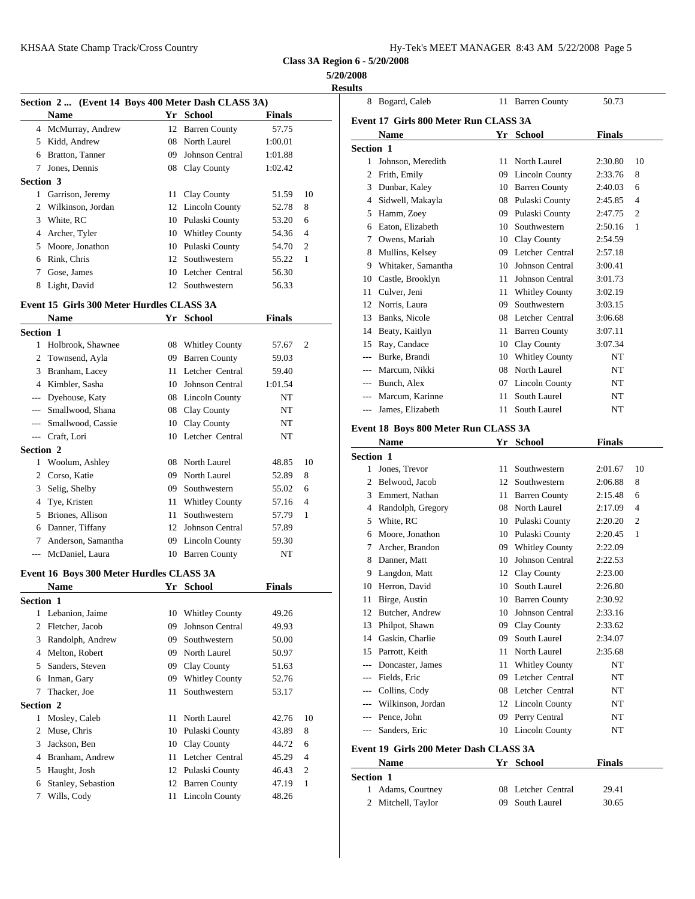**Class 3A Region 6 - 5/20/2008**

**5/20/2008**

**Results**

### Section 2 ... (Event 14 Boys 400 Meter Dash CLASS 3A)

| | Name | Yr | School | Finals | |
|---|---|---|---|---|---|
| 4 | McMurray, Andrew | 12 | Barren County | 57.75 | |
| 5 | Kidd, Andrew | 08 | North Laurel | 1:00.01 | |
| 6 | Bratton, Tanner | 09 | Johnson Central | 1:01.88 | |
| 7 | Jones, Dennis | 08 | Clay County | 1:02.42 | |
| **Section 3** | | | | | |
| 1 | Garrison, Jeremy | 11 | Clay County | 51.59 | 10 |
| 2 | Wilkinson, Jordan | 12 | Lincoln County | 52.78 | 8 |
| 3 | White, RC | 10 | Pulaski County | 53.20 | 6 |
| 4 | Archer, Tyler | 10 | Whitley County | 54.36 | 4 |
| 5 | Moore, Jonathon | 10 | Pulaski County | 54.70 | 2 |
| 6 | Rink, Chris | 12 | Southwestern | 55.22 | 1 |
| 7 | Gose, James | 10 | Letcher Central | 56.30 | |
| 8 | Light, David | 12 | Southwestern | 56.33 | |

### Event 15 Girls 300 Meter Hurdles CLASS 3A

| | Name | Yr | School | Finals | |
|---|---|---|---|---|---|
| **Section 1** | | | | | |
| 1 | Holbrook, Shawnee | 08 | Whitley County | 57.67 | 2 |
| 2 | Townsend, Ayla | 09 | Barren County | 59.03 | |
| 3 | Branham, Lacey | 11 | Letcher Central | 59.40 | |
| 4 | Kimbler, Sasha | 10 | Johnson Central | 1:01.54 | |
| --- | Dyehouse, Katy | 08 | Lincoln County | NT | |
| --- | Smallwood, Shana | 08 | Clay County | NT | |
| --- | Smallwood, Cassie | 10 | Clay County | NT | |
| --- | Craft, Lori | 10 | Letcher Central | NT | |
| **Section 2** | | | | | |
| 1 | Woolum, Ashley | 08 | North Laurel | 48.85 | 10 |
| 2 | Corso, Katie | 09 | North Laurel | 52.89 | 8 |
| 3 | Selig, Shelby | 09 | Southwestern | 55.02 | 6 |
| 4 | Tye, Kristen | 11 | Whitley County | 57.16 | 4 |
| 5 | Briones, Allison | 11 | Southwestern | 57.79 | 1 |
| 6 | Danner, Tiffany | 12 | Johnson Central | 57.89 | |
| 7 | Anderson, Samantha | 09 | Lincoln County | 59.30 | |
| --- | McDaniel, Laura | 10 | Barren County | NT | |

### Event 16 Boys 300 Meter Hurdles CLASS 3A

| | Name | Yr | School | Finals | |
|---|---|---|---|---|---|
| **Section 1** | | | | | |
| 1 | Lebanion, Jaime | 10 | Whitley County | 49.26 | |
| 2 | Fletcher, Jacob | 09 | Johnson Central | 49.93 | |
| 3 | Randolph, Andrew | 09 | Southwestern | 50.00 | |
| 4 | Melton, Robert | 09 | North Laurel | 50.97 | |
| 5 | Sanders, Steven | 09 | Clay County | 51.63 | |
| 6 | Inman, Gary | 09 | Whitley County | 52.76 | |
| 7 | Thacker, Joe | 11 | Southwestern | 53.17 | |
| **Section 2** | | | | | |
| 1 | Mosley, Caleb | 11 | North Laurel | 42.76 | 10 |
| 2 | Muse, Chris | 10 | Pulaski County | 43.89 | 8 |
| 3 | Jackson, Ben | 10 | Clay County | 44.72 | 6 |
| 4 | Branham, Andrew | 11 | Letcher Central | 45.29 | 4 |
| 5 | Haught, Josh | 12 | Pulaski County | 46.43 | 2 |
| 6 | Stanley, Sebastion | 12 | Barren County | 47.19 | 1 |
| 7 | Wills, Cody | 11 | Lincoln County | 48.26 | |
| 8 | Bogard, Caleb | 11 | Barren County | 50.73 | |

### Event 17 Girls 800 Meter Run CLASS 3A

| | Name | Yr | School | Finals | |
|---|---|---|---|---|---|
| **Section 1** | | | | | |
| 1 | Johnson, Meredith | 11 | North Laurel | 2:30.80 | 10 |
| 2 | Frith, Emily | 09 | Lincoln County | 2:33.76 | 8 |
| 3 | Dunbar, Kaley | 10 | Barren County | 2:40.03 | 6 |
| 4 | Sidwell, Makayla | 08 | Pulaski County | 2:45.85 | 4 |
| 5 | Hamm, Zoey | 09 | Pulaski County | 2:47.75 | 2 |
| 6 | Eaton, Elizabeth | 10 | Southwestern | 2:50.16 | 1 |
| 7 | Owens, Mariah | 10 | Clay County | 2:54.59 | |
| 8 | Mullins, Kelsey | 09 | Letcher Central | 2:57.18 | |
| 9 | Whitaker, Samantha | 10 | Johnson Central | 3:00.41 | |
| 10 | Castle, Brooklyn | 11 | Johnson Central | 3:01.73 | |
| 11 | Culver, Jeni | 11 | Whitley County | 3:02.19 | |
| 12 | Norris, Laura | 09 | Southwestern | 3:03.15 | |
| 13 | Banks, Nicole | 08 | Letcher Central | 3:06.68 | |
| 14 | Beaty, Kaitlyn | 11 | Barren County | 3:07.11 | |
| 15 | Ray, Candace | 10 | Clay County | 3:07.34 | |
| --- | Burke, Brandi | 10 | Whitley County | NT | |
| --- | Marcum, Nikki | 08 | North Laurel | NT | |
| --- | Bunch, Alex | 07 | Lincoln County | NT | |
| --- | Marcum, Karinne | 11 | South Laurel | NT | |
| --- | James, Elizabeth | 11 | South Laurel | NT | |

### Event 18 Boys 800 Meter Run CLASS 3A

| | Name | Yr | School | Finals | |
|---|---|---|---|---|---|
| **Section 1** | | | | | |
| 1 | Jones, Trevor | 11 | Southwestern | 2:01.67 | 10 |
| 2 | Belwood, Jacob | 12 | Southwestern | 2:06.88 | 8 |
| 3 | Emmert, Nathan | 11 | Barren County | 2:15.48 | 6 |
| 4 | Randolph, Gregory | 08 | North Laurel | 2:17.09 | 4 |
| 5 | White, RC | 10 | Pulaski County | 2:20.20 | 2 |
| 6 | Moore, Jonathon | 10 | Pulaski County | 2:20.45 | 1 |
| 7 | Archer, Brandon | 09 | Whitley County | 2:22.09 | |
| 8 | Danner, Matt | 10 | Johnson Central | 2:22.53 | |
| 9 | Langdon, Matt | 12 | Clay County | 2:23.00 | |
| 10 | Herron, David | 10 | South Laurel | 2:26.80 | |
| 11 | Birge, Austin | 10 | Barren County | 2:30.92 | |
| 12 | Butcher, Andrew | 10 | Johnson Central | 2:33.16 | |
| 13 | Philpot, Shawn | 09 | Clay County | 2:33.62 | |
| 14 | Gaskin, Charlie | 09 | South Laurel | 2:34.07 | |
| 15 | Parrott, Keith | 11 | North Laurel | 2:35.68 | |
| --- | Doncaster, James | 11 | Whitley County | NT | |
| --- | Fields, Eric | 09 | Letcher Central | NT | |
| --- | Collins, Cody | 08 | Letcher Central | NT | |
| --- | Wilkinson, Jordan | 12 | Lincoln County | NT | |
| --- | Pence, John | 09 | Perry Central | NT | |
| --- | Sanders, Eric | 10 | Lincoln County | NT | |

### Event 19 Girls 200 Meter Dash CLASS 3A

| | Name | Yr | School | Finals |
|---|---|---|---|---|
| **Section 1** | | | | |
| 1 | Adams, Courtney | 08 | Letcher Central | 29.41 |
| 2 | Mitchell, Taylor | 09 | South Laurel | 30.65 |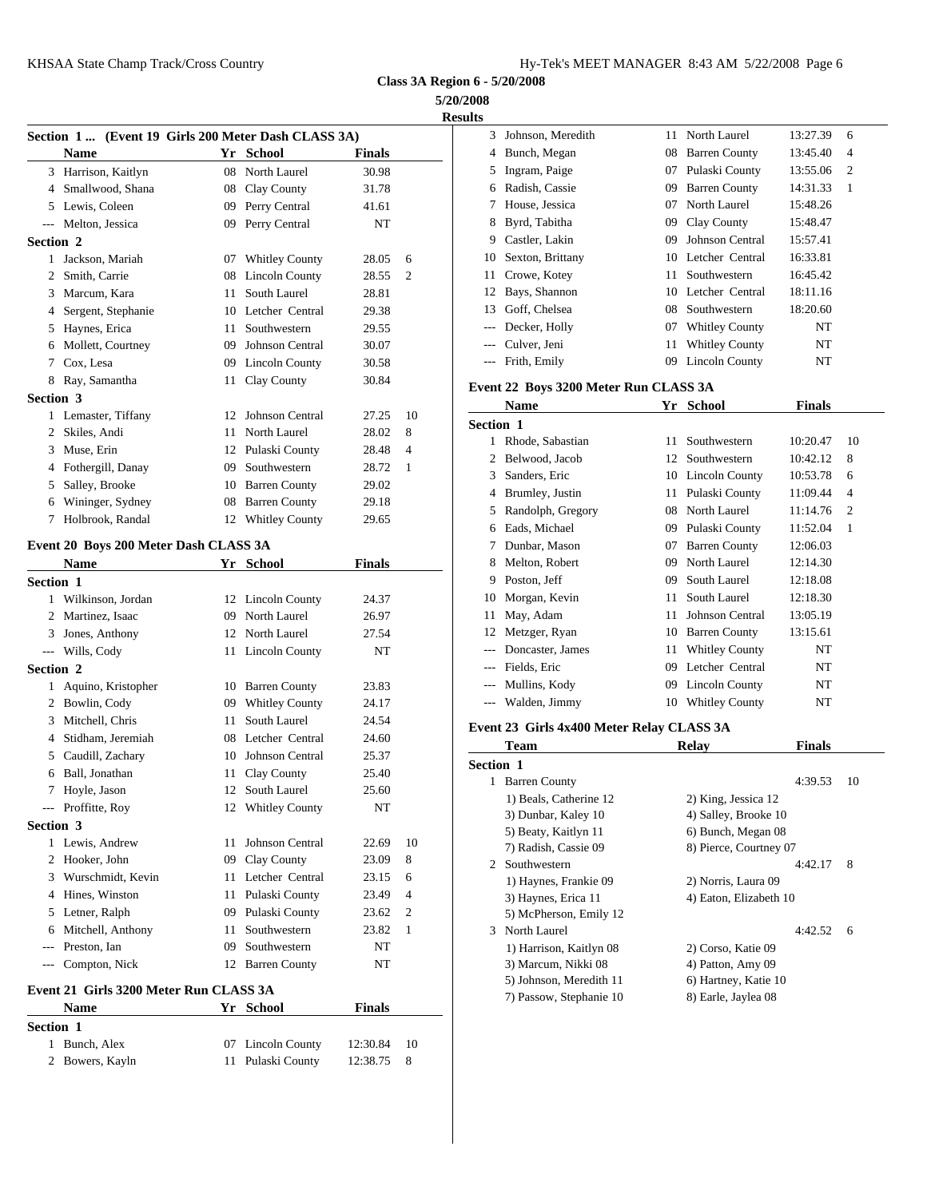**Class 3A Region 6 - 5/20/2008**

**5/20/2008**

**Results**

## Section 1 ... (Event 19 Girls 200 Meter Dash CLASS 3A)

| | Name | Yr | School | Finals | |
|---|---|---|---|---|---|
| 3 | Harrison, Kaitlyn | 08 | North Laurel | 30.98 | |
| 4 | Smallwood, Shana | 08 | Clay County | 31.78 | |
| 5 | Lewis, Coleen | 09 | Perry Central | 41.61 | |
| --- | Melton, Jessica | 09 | Perry Central | NT | |
| **Section 2** | | | | | |
| 1 | Jackson, Mariah | 07 | Whitley County | 28.05 | 6 |
| 2 | Smith, Carrie | 08 | Lincoln County | 28.55 | 2 |
| 3 | Marcum, Kara | 11 | South Laurel | 28.81 | |
| 4 | Sergent, Stephanie | 10 | Letcher Central | 29.38 | |
| 5 | Haynes, Erica | 11 | Southwestern | 29.55 | |
| 6 | Mollett, Courtney | 09 | Johnson Central | 30.07 | |
| 7 | Cox, Lesa | 09 | Lincoln County | 30.58 | |
| 8 | Ray, Samantha | 11 | Clay County | 30.84 | |
| **Section 3** | | | | | |
| 1 | Lemaster, Tiffany | 12 | Johnson Central | 27.25 | 10 |
| 2 | Skiles, Andi | 11 | North Laurel | 28.02 | 8 |
| 3 | Muse, Erin | 12 | Pulaski County | 28.48 | 4 |
| 4 | Fothergill, Danay | 09 | Southwestern | 28.72 | 1 |
| 5 | Salley, Brooke | 10 | Barren County | 29.02 | |
| 6 | Wininger, Sydney | 08 | Barren County | 29.18 | |
| 7 | Holbrook, Randal | 12 | Whitley County | 29.65 | |

## Event 20 Boys 200 Meter Dash CLASS 3A

| | Name | Yr | School | Finals | |
|---|---|---|---|---|---|
| **Section 1** | | | | | |
| 1 | Wilkinson, Jordan | 12 | Lincoln County | 24.37 | |
| 2 | Martinez, Isaac | 09 | North Laurel | 26.97 | |
| 3 | Jones, Anthony | 12 | North Laurel | 27.54 | |
| --- | Wills, Cody | 11 | Lincoln County | NT | |
| **Section 2** | | | | | |
| 1 | Aquino, Kristopher | 10 | Barren County | 23.83 | |
| 2 | Bowlin, Cody | 09 | Whitley County | 24.17 | |
| 3 | Mitchell, Chris | 11 | South Laurel | 24.54 | |
| 4 | Stidham, Jeremiah | 08 | Letcher Central | 24.60 | |
| 5 | Caudill, Zachary | 10 | Johnson Central | 25.37 | |
| 6 | Ball, Jonathan | 11 | Clay County | 25.40 | |
| 7 | Hoyle, Jason | 12 | South Laurel | 25.60 | |
| --- | Proffitte, Roy | 12 | Whitley County | NT | |
| **Section 3** | | | | | |
| 1 | Lewis, Andrew | 11 | Johnson Central | 22.69 | 10 |
| 2 | Hooker, John | 09 | Clay County | 23.09 | 8 |
| 3 | Wurschmidt, Kevin | 11 | Letcher Central | 23.15 | 6 |
| 4 | Hines, Winston | 11 | Pulaski County | 23.49 | 4 |
| 5 | Letner, Ralph | 09 | Pulaski County | 23.62 | 2 |
| 6 | Mitchell, Anthony | 11 | Southwestern | 23.82 | 1 |
| --- | Preston, Ian | 09 | Southwestern | NT | |
| --- | Compton, Nick | 12 | Barren County | NT | |

## Event 21 Girls 3200 Meter Run CLASS 3A

| | Name | Yr | School | Finals | |
|---|---|---|---|---|---|
| **Section 1** | | | | | |
| 1 | Bunch, Alex | 07 | Lincoln County | 12:30.84 | 10 |
| 2 | Bowers, Kayln | 11 | Pulaski County | 12:38.75 | 8 |
| 3 | Johnson, Meredith | 11 | North Laurel | 13:27.39 | 6 |
| 4 | Bunch, Megan | 08 | Barren County | 13:45.40 | 4 |
| 5 | Ingram, Paige | 07 | Pulaski County | 13:55.06 | 2 |
| 6 | Radish, Cassie | 09 | Barren County | 14:31.33 | 1 |
| 7 | House, Jessica | 07 | North Laurel | 15:48.26 | |
| 8 | Byrd, Tabitha | 09 | Clay County | 15:48.47 | |
| 9 | Castler, Lakin | 09 | Johnson Central | 15:57.41 | |
| 10 | Sexton, Brittany | 10 | Letcher Central | 16:33.81 | |
| 11 | Crowe, Kotey | 11 | Southwestern | 16:45.42 | |
| 12 | Bays, Shannon | 10 | Letcher Central | 18:11.16 | |
| 13 | Goff, Chelsea | 08 | Southwestern | 18:20.60 | |
| --- | Decker, Holly | 07 | Whitley County | NT | |
| --- | Culver, Jeni | 11 | Whitley County | NT | |
| --- | Frith, Emily | 09 | Lincoln County | NT | |

## Event 22 Boys 3200 Meter Run CLASS 3A

| | Name | Yr | School | Finals | |
|---|---|---|---|---|---|
| **Section 1** | | | | | |
| 1 | Rhode, Sabastian | 11 | Southwestern | 10:20.47 | 10 |
| 2 | Belwood, Jacob | 12 | Southwestern | 10:42.12 | 8 |
| 3 | Sanders, Eric | 10 | Lincoln County | 10:53.78 | 6 |
| 4 | Brumley, Justin | 11 | Pulaski County | 11:09.44 | 4 |
| 5 | Randolph, Gregory | 08 | North Laurel | 11:14.76 | 2 |
| 6 | Eads, Michael | 09 | Pulaski County | 11:52.04 | 1 |
| 7 | Dunbar, Mason | 07 | Barren County | 12:06.03 | |
| 8 | Melton, Robert | 09 | North Laurel | 12:14.30 | |
| 9 | Poston, Jeff | 09 | South Laurel | 12:18.08 | |
| 10 | Morgan, Kevin | 11 | South Laurel | 12:18.30 | |
| 11 | May, Adam | 11 | Johnson Central | 13:05.19 | |
| 12 | Metzger, Ryan | 10 | Barren County | 13:15.61 | |
| --- | Doncaster, James | 11 | Whitley County | NT | |
| --- | Fields, Eric | 09 | Letcher Central | NT | |
| --- | Mullins, Kody | 09 | Lincoln County | NT | |
| --- | Walden, Jimmy | 10 | Whitley County | NT | |

## Event 23 Girls 4x400 Meter Relay CLASS 3A

| | Team | Relay | Finals | |
|---|---|---|---|---|
| **Section 1** | | | | |
| 1 | Barren County | | 4:39.53 | 10 |
| | 1) Beals, Catherine 12 | 2) King, Jessica 12 | | |
| | 3) Dunbar, Kaley 10 | 4) Salley, Brooke 10 | | |
| | 5) Beaty, Kaitlyn 11 | 6) Bunch, Megan 08 | | |
| | 7) Radish, Cassie 09 | 8) Pierce, Courtney 07 | | |
| 2 | Southwestern | | 4:42.17 | 8 |
| | 1) Haynes, Frankie 09 | 2) Norris, Laura 09 | | |
| | 3) Haynes, Erica 11 | 4) Eaton, Elizabeth 10 | | |
| | 5) McPherson, Emily 12 | | | |
| 3 | North Laurel | | 4:42.52 | 6 |
| | 1) Harrison, Kaitlyn 08 | 2) Corso, Katie 09 | | |
| | 3) Marcum, Nikki 08 | 4) Patton, Amy 09 | | |
| | 5) Johnson, Meredith 11 | 6) Hartney, Katie 10 | | |
| | 7) Passow, Stephanie 10 | 8) Earle, Jaylea 08 | | |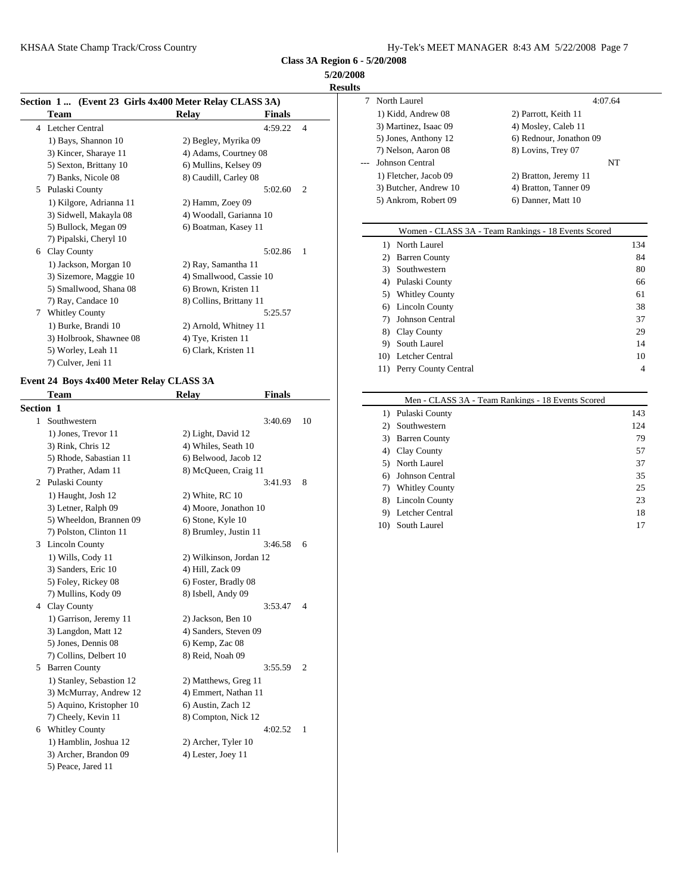**Class 3A Region 6 - 5/20/2008**

**5/20/2008**

**Results**

**Section 1 ... (Event 23 Girls 4x400 Meter Relay CLASS 3A)**

| | Team | Relay | Finals | |
|---|---|---|---|---|
| 4 | Letcher Central | | 4:59.22 | 4 |
| | 1) Bays, Shannon 10 | 2) Begley, Myrika 09 | | |
| | 3) Kincer, Sharaye 11 | 4) Adams, Courtney 08 | | |
| | 5) Sexton, Brittany 10 | 6) Mullins, Kelsey 09 | | |
| | 7) Banks, Nicole 08 | 8) Caudill, Carley 08 | | |
| 5 | Pulaski County | | 5:02.60 | 2 |
| | 1) Kilgore, Adrianna 11 | 2) Hamm, Zoey 09 | | |
| | 3) Sidwell, Makayla 08 | 4) Woodall, Garianna 10 | | |
| | 5) Bullock, Megan 09 | 6) Boatman, Kasey 11 | | |
| | 7) Pipalski, Cheryl 10 | | | |
| 6 | Clay County | | 5:02.86 | 1 |
| | 1) Jackson, Morgan 10 | 2) Ray, Samantha 11 | | |
| | 3) Sizemore, Maggie 10 | 4) Smallwood, Cassie 10 | | |
| | 5) Smallwood, Shana 08 | 6) Brown, Kristen 11 | | |
| | 7) Ray, Candace 10 | 8) Collins, Brittany 11 | | |
| 7 | Whitley County | | 5:25.57 | |
| | 1) Burke, Brandi 10 | 2) Arnold, Whitney 11 | | |
| | 3) Holbrook, Shawnee 08 | 4) Tye, Kristen 11 | | |
| | 5) Worley, Leah 11 | 6) Clark, Kristen 11 | | |
| | 7) Culver, Jeni 11 | | | |

**Event 24 Boys 4x400 Meter Relay CLASS 3A**

| | Team | Relay | Finals | |
|---|---|---|---|---|
| **Section 1** | | | | |
| 1 | Southwestern | | 3:40.69 | 10 |
| | 1) Jones, Trevor 11 | 2) Light, David 12 | | |
| | 3) Rink, Chris 12 | 4) Whiles, Seath 10 | | |
| | 5) Rhode, Sabastian 11 | 6) Belwood, Jacob 12 | | |
| | 7) Prather, Adam 11 | 8) McQueen, Craig 11 | | |
| 2 | Pulaski County | | 3:41.93 | 8 |
| | 1) Haught, Josh 12 | 2) White, RC 10 | | |
| | 3) Letner, Ralph 09 | 4) Moore, Jonathon 10 | | |
| | 5) Wheeldon, Brannen 09 | 6) Stone, Kyle 10 | | |
| | 7) Polston, Clinton 11 | 8) Brumley, Justin 11 | | |
| 3 | Lincoln County | | 3:46.58 | 6 |
| | 1) Wills, Cody 11 | 2) Wilkinson, Jordan 12 | | |
| | 3) Sanders, Eric 10 | 4) Hill, Zack 09 | | |
| | 5) Foley, Rickey 08 | 6) Foster, Bradly 08 | | |
| | 7) Mullins, Kody 09 | 8) Isbell, Andy 09 | | |
| 4 | Clay County | | 3:53.47 | 4 |
| | 1) Garrison, Jeremy 11 | 2) Jackson, Ben 10 | | |
| | 3) Langdon, Matt 12 | 4) Sanders, Steven 09 | | |
| | 5) Jones, Dennis 08 | 6) Kemp, Zac 08 | | |
| | 7) Collins, Delbert 10 | 8) Reid, Noah 09 | | |
| 5 | Barren County | | 3:55.59 | 2 |
| | 1) Stanley, Sebastion 12 | 2) Matthews, Greg 11 | | |
| | 3) McMurray, Andrew 12 | 4) Emmert, Nathan 11 | | |
| | 5) Aquino, Kristopher 10 | 6) Austin, Zach 12 | | |
| | 7) Cheely, Kevin 11 | 8) Compton, Nick 12 | | |
| 6 | Whitley County | | 4:02.52 | 1 |
| | 1) Hamblin, Joshua 12 | 2) Archer, Tyler 10 | | |
| | 3) Archer, Brandon 09 | 4) Lester, Joey 11 | | |
| | 5) Peace, Jared 11 | | | |
| 7 | North Laurel | | 4:07.64 | |
| | 1) Kidd, Andrew 08 | 2) Parrott, Keith 11 | | |
| | 3) Martinez, Isaac 09 | 4) Mosley, Caleb 11 | | |
| | 5) Jones, Anthony 12 | 6) Rednour, Jonathon 09 | | |
| | 7) Nelson, Aaron 08 | 8) Lovins, Trey 07 | | |
| --- | Johnson Central | | NT | |
| | 1) Fletcher, Jacob 09 | 2) Bratton, Jeremy 11 | | |
| | 3) Butcher, Andrew 10 | 4) Bratton, Tanner 09 | | |
| | 5) Ankrom, Robert 09 | 6) Danner, Matt 10 | | |

**Women - CLASS 3A - Team Rankings - 18 Events Scored**

| | | |
|---|---|---|
| 1) | North Laurel | 134 |
| 2) | Barren County | 84 |
| 3) | Southwestern | 80 |
| 4) | Pulaski County | 66 |
| 5) | Whitley County | 61 |
| 6) | Lincoln County | 38 |
| 7) | Johnson Central | 37 |
| 8) | Clay County | 29 |
| 9) | South Laurel | 14 |
| 10) | Letcher Central | 10 |
| 11) | Perry County Central | 4 |

**Men - CLASS 3A - Team Rankings - 18 Events Scored**

| | | |
|---|---|---|
| 1) | Pulaski County | 143 |
| 2) | Southwestern | 124 |
| 3) | Barren County | 79 |
| 4) | Clay County | 57 |
| 5) | North Laurel | 37 |
| 6) | Johnson Central | 35 |
| 7) | Whitley County | 25 |
| 8) | Lincoln County | 23 |
| 9) | Letcher Central | 18 |
| 10) | South Laurel | 17 |